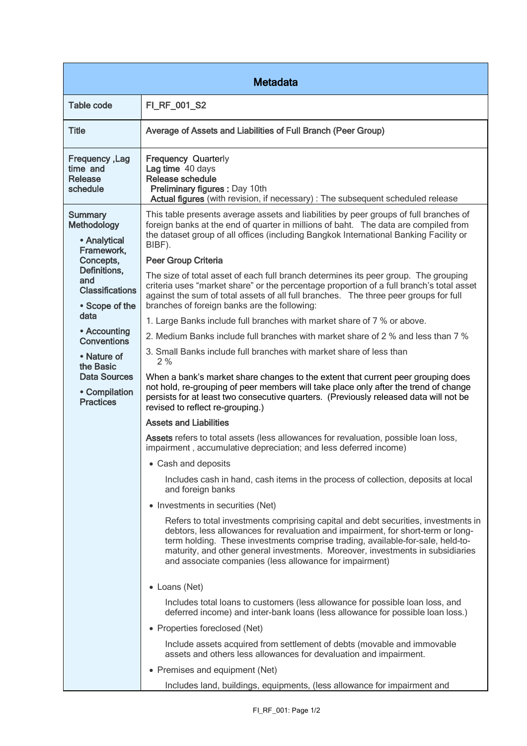| Metadata | |
|---|---|
| **Table code** | **FI_RF_001_S2** |
| **Title** | **Average of Assets and Liabilities of Full Branch (Peer Group)** |
| **Frequency ,Lag time and Release schedule** | **Frequency** Quarterly<br>**Lag time** 40 days<br>**Release schedule**<br>**Preliminary figures :** Day 10th<br>**Actual figures** (with revision, if necessary) : The subsequent scheduled release |
| **Summary Methodology**<br>• **Analytical Framework, Concepts, Definitions, and Classifications**<br>• **Scope of the data**<br>• **Accounting Conventions**<br>• **Nature of the Basic Data Sources**<br>• **Compilation Practices** | This table presents average assets and liabilities by peer groups of full branches of foreign banks at the end of quarter in millions of baht. The data are compiled from the dataset group of all offices (including Bangkok International Banking Facility or BIBF).<br><br>**Peer Group Criteria**<br><br>The size of total asset of each full branch determines its peer group. The grouping criteria uses "market share" or the percentage proportion of a full branch's total asset against the sum of total assets of all full branches. The three peer groups for full branches of foreign banks are the following:<br><br>1. Large Banks include full branches with market share of 7 % or above.<br>2. Medium Banks include full branches with market share of 2 % and less than 7 %<br>3. Small Banks include full branches with market share of less than 2 %<br><br>When a bank's market share changes to the extent that current peer grouping does not hold, re-grouping of peer members will take place only after the trend of change persists for at least two consecutive quarters. (Previously released data will not be revised to reflect re-grouping.)<br><br>**Assets and Liabilities**<br><br>**Assets** refers to total assets (less allowances for revaluation, possible loan loss, impairment , accumulative depreciation; and less deferred income)<br><br>• Cash and deposits<br>Includes cash in hand, cash items in the process of collection, deposits at local and foreign banks<br><br>• Investments in securities (Net)<br>Refers to total investments comprising capital and debt securities, investments in debtors, less allowances for revaluation and impairment, for short-term or long-term holding. These investments comprise trading, available-for-sale, held-to-maturity, and other general investments. Moreover, investments in subsidiaries and associate companies (less allowance for impairment)<br><br>• Loans (Net)<br>Includes total loans to customers (less allowance for possible loan loss, and deferred income) and inter-bank loans (less allowance for possible loan loss.)<br><br>• Properties foreclosed (Net)<br>Include assets acquired from settlement of debts (movable and immovable assets and others less allowances for devaluation and impairment.<br><br>• Premises and equipment (Net)<br>Includes land, buildings, equipments, (less allowance for impairment and |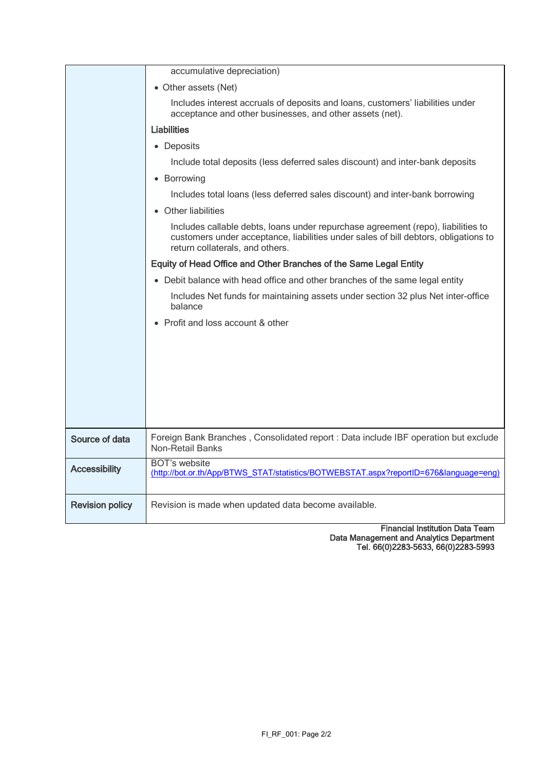| | |
|---|---|
| | accumulative depreciation)<br>• Other assets (Net)<br>Includes interest accruals of deposits and loans, customers' liabilities under acceptance and other businesses, and other assets (net).<br>**Liabilities**<br>• Deposits<br>Include total deposits (less deferred sales discount) and inter-bank deposits<br>• Borrowing<br>Includes total loans (less deferred sales discount) and inter-bank borrowing<br>• Other liabilities<br>Includes callable debts, loans under repurchase agreement (repo), liabilities to customers under acceptance, liabilities under sales of bill debtors, obligations to return collaterals, and others.<br>**Equity of Head Office and Other Branches of the Same Legal Entity**<br>• Debit balance with head office and other branches of the same legal entity<br>Includes Net funds for maintaining assets under section 32 plus Net inter-office balance<br>• Profit and loss account & other |
| **Source of data** | Foreign Bank Branches , Consolidated report : Data include IBF operation but exclude Non-Retail Banks |
| **Accessibility** | BOT's website<br>(http://bot.or.th/App/BTWS_STAT/statistics/BOTWEBSTAT.aspx?reportID=676&language=eng) |
| **Revision policy** | Revision is made when updated data become available. |

**Financial Institution Data Team**
**Data Management and Analytics Department**
**Tel. 66(0)2283-5633, 66(0)2283-5993**